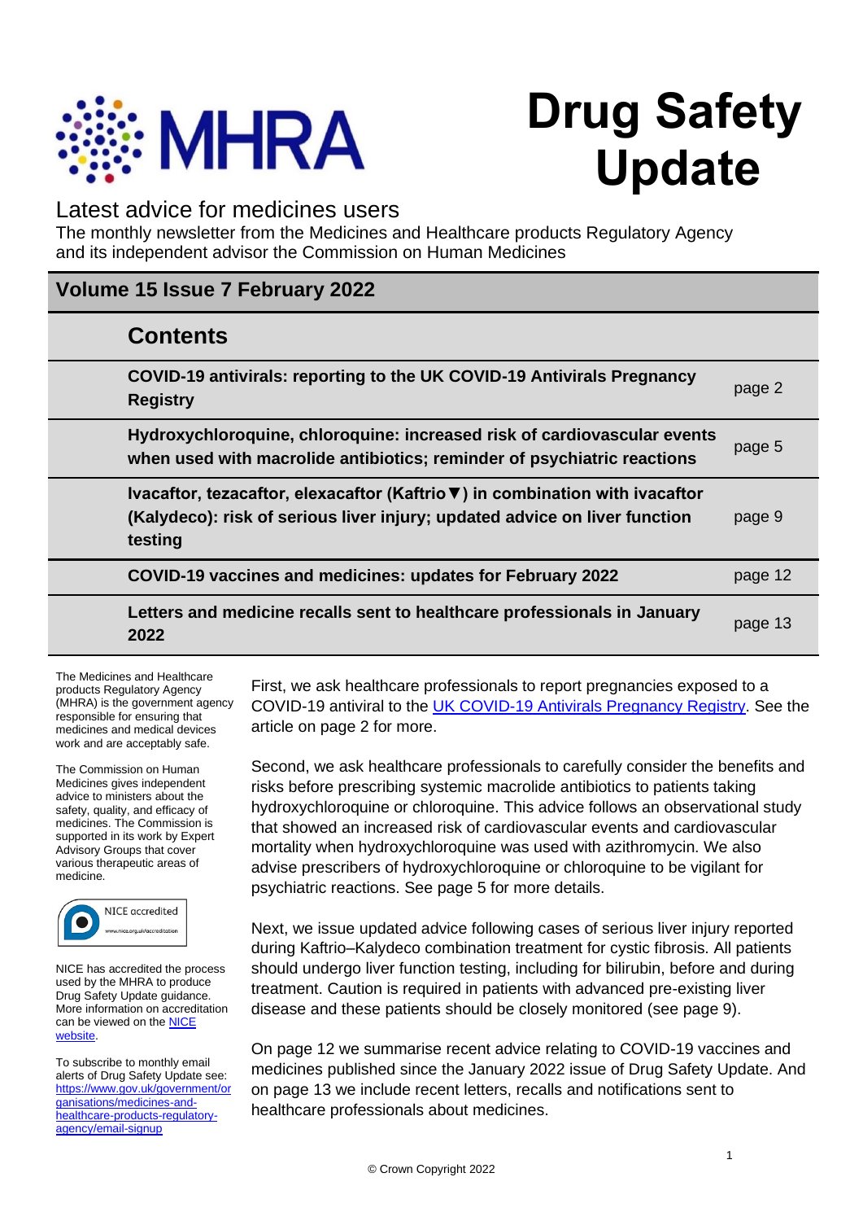# Drug Safety Update

## Latest advice for medicines users

The monthly newsletter from the Medicines and Healthcare products Regulatory Agency and its independent advisor the Commission on Human Medicines

**Volume 15 Issue 7 February 2022**

## Contents

| | |
|---|---|
| **COVID-19 antivirals: reporting to the UK COVID-19 Antivirals Pregnancy Registry** | page 2 |
| **Hydroxychloroquine, chloroquine: increased risk of cardiovascular events when used with macrolide antibiotics; reminder of psychiatric reactions** | page 5 |
| **Ivacaftor, tezacaftor, elexacaftor (Kaftrio▼) in combination with ivacaftor (Kalydeco): risk of serious liver injury; updated advice on liver function testing** | page 9 |
| **COVID-19 vaccines and medicines: updates for February 2022** | page 12 |
| **Letters and medicine recalls sent to healthcare professionals in January 2022** | page 13 |

The Medicines and Healthcare products Regulatory Agency (MHRA) is the government agency responsible for ensuring that medicines and medical devices work and are acceptably safe.

The Commission on Human Medicines gives independent advice to ministers about the safety, quality, and efficacy of medicines. The Commission is supported in its work by Expert Advisory Groups that cover various therapeutic areas of medicine.

NICE accredited
www.nice.org.uk/accreditation

NICE has accredited the process used by the MHRA to produce Drug Safety Update guidance. More information on accreditation can be viewed on the [NICE website](https://www.nice.org.uk/accreditation).

To subscribe to monthly email alerts of Drug Safety Update see: [https://www.gov.uk/government/organisations/medicines-and-healthcare-products-regulatory-agency/email-signup](https://www.gov.uk/government/organisations/medicines-and-healthcare-products-regulatory-agency/email-signup)

First, we ask healthcare professionals to report pregnancies exposed to a COVID-19 antiviral to the [UK COVID-19 Antivirals Pregnancy Registry](). See the article on page 2 for more.

Second, we ask healthcare professionals to carefully consider the benefits and risks before prescribing systemic macrolide antibiotics to patients taking hydroxychloroquine or chloroquine. This advice follows an observational study that showed an increased risk of cardiovascular events and cardiovascular mortality when hydroxychloroquine was used with azithromycin. We also advise prescribers of hydroxychloroquine or chloroquine to be vigilant for psychiatric reactions. See page 5 for more details.

Next, we issue updated advice following cases of serious liver injury reported during Kaftrio–Kalydeco combination treatment for cystic fibrosis. All patients should undergo liver function testing, including for bilirubin, before and during treatment. Caution is required in patients with advanced pre-existing liver disease and these patients should be closely monitored (see page 9).

On page 12 we summarise recent advice relating to COVID-19 vaccines and medicines published since the January 2022 issue of Drug Safety Update. And on page 13 we include recent letters, recalls and notifications sent to healthcare professionals about medicines.

© Crown Copyright 2022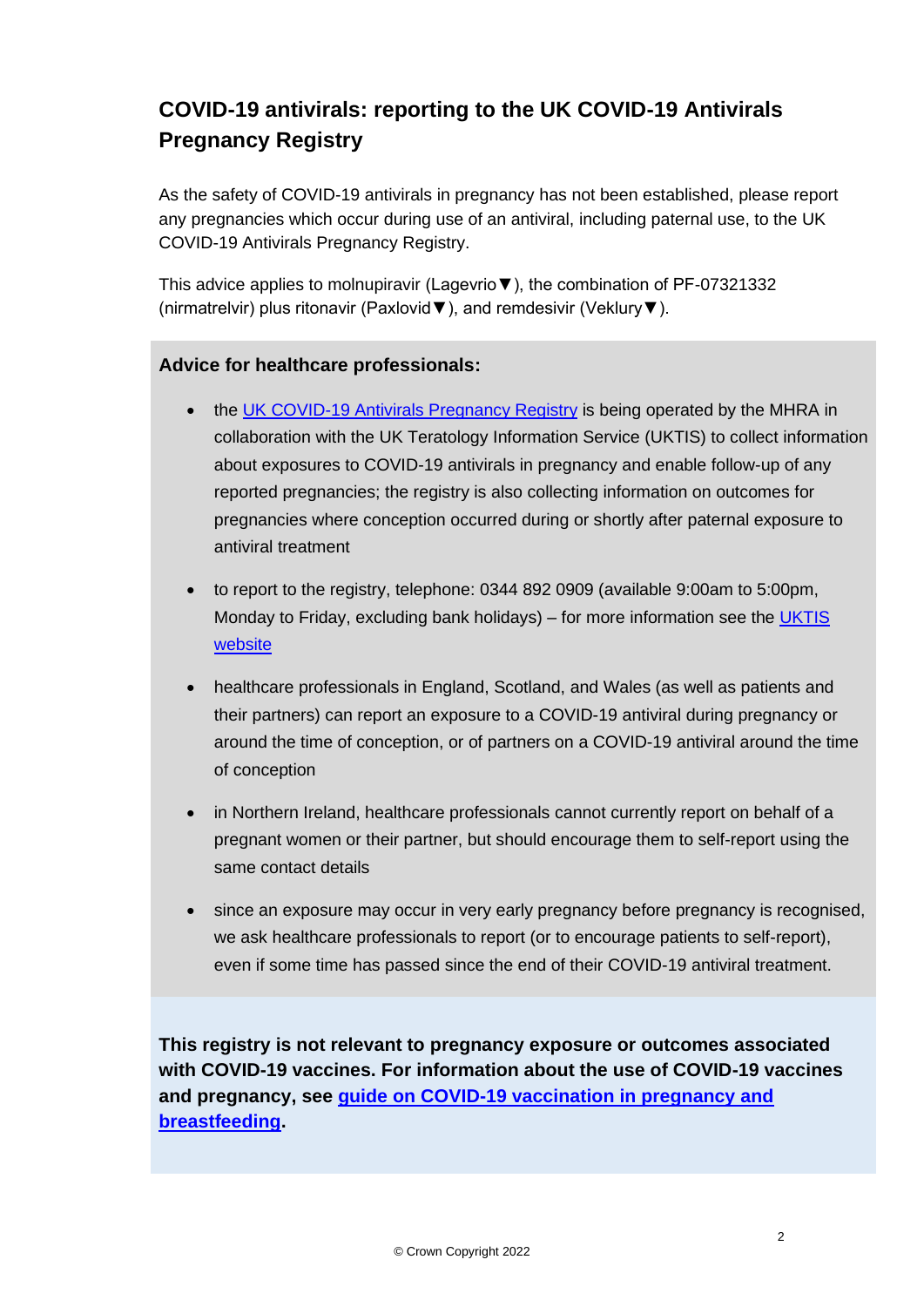## COVID-19 antivirals: reporting to the UK COVID-19 Antivirals Pregnancy Registry

As the safety of COVID-19 antivirals in pregnancy has not been established, please report any pregnancies which occur during use of an antiviral, including paternal use, to the UK COVID-19 Antivirals Pregnancy Registry.

This advice applies to molnupiravir (Lagevrio▼), the combination of PF-07321332 (nirmatrelvir) plus ritonavir (Paxlovid▼), and remdesivir (Veklury▼).

**Advice for healthcare professionals:**

- the UK COVID-19 Antivirals Pregnancy Registry is being operated by the MHRA in collaboration with the UK Teratology Information Service (UKTIS) to collect information about exposures to COVID-19 antivirals in pregnancy and enable follow-up of any reported pregnancies; the registry is also collecting information on outcomes for pregnancies where conception occurred during or shortly after paternal exposure to antiviral treatment
- to report to the registry, telephone: 0344 892 0909 (available 9:00am to 5:00pm, Monday to Friday, excluding bank holidays) – for more information see the UKTIS website
- healthcare professionals in England, Scotland, and Wales (as well as patients and their partners) can report an exposure to a COVID-19 antiviral during pregnancy or around the time of conception, or of partners on a COVID-19 antiviral around the time of conception
- in Northern Ireland, healthcare professionals cannot currently report on behalf of a pregnant women or their partner, but should encourage them to self-report using the same contact details
- since an exposure may occur in very early pregnancy before pregnancy is recognised, we ask healthcare professionals to report (or to encourage patients to self-report), even if some time has passed since the end of their COVID-19 antiviral treatment.

**This registry is not relevant to pregnancy exposure or outcomes associated with COVID-19 vaccines. For information about the use of COVID-19 vaccines and pregnancy, see guide on COVID-19 vaccination in pregnancy and breastfeeding.**

© Crown Copyright 2022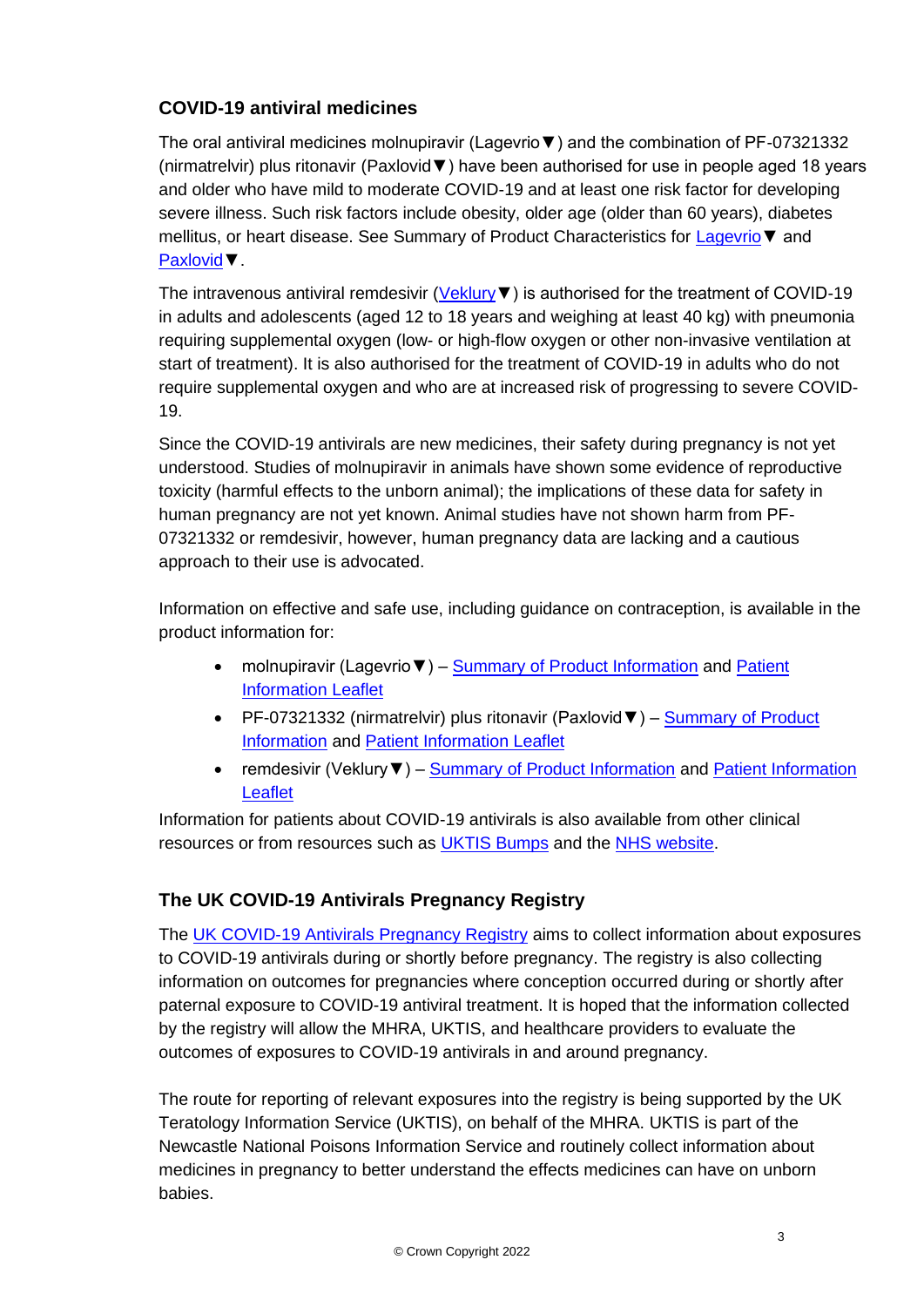### COVID-19 antiviral medicines

The oral antiviral medicines molnupiravir (Lagevrio▼) and the combination of PF-07321332 (nirmatrelvir) plus ritonavir (Paxlovid▼) have been authorised for use in people aged 18 years and older who have mild to moderate COVID-19 and at least one risk factor for developing severe illness. Such risk factors include obesity, older age (older than 60 years), diabetes mellitus, or heart disease. See Summary of Product Characteristics for Lagevrio▼ and Paxlovid▼.

The intravenous antiviral remdesivir (Veklury▼) is authorised for the treatment of COVID-19 in adults and adolescents (aged 12 to 18 years and weighing at least 40 kg) with pneumonia requiring supplemental oxygen (low- or high-flow oxygen or other non-invasive ventilation at start of treatment). It is also authorised for the treatment of COVID-19 in adults who do not require supplemental oxygen and who are at increased risk of progressing to severe COVID-19.

Since the COVID-19 antivirals are new medicines, their safety during pregnancy is not yet understood. Studies of molnupiravir in animals have shown some evidence of reproductive toxicity (harmful effects to the unborn animal); the implications of these data for safety in human pregnancy are not yet known. Animal studies have not shown harm from PF-07321332 or remdesivir, however, human pregnancy data are lacking and a cautious approach to their use is advocated.

Information on effective and safe use, including guidance on contraception, is available in the product information for:

- molnupiravir (Lagevrio▼) – Summary of Product Information and Patient Information Leaflet
- PF-07321332 (nirmatrelvir) plus ritonavir (Paxlovid▼) – Summary of Product Information and Patient Information Leaflet
- remdesivir (Veklury▼) – Summary of Product Information and Patient Information Leaflet

Information for patients about COVID-19 antivirals is also available from other clinical resources or from resources such as UKTIS Bumps and the NHS website.

### The UK COVID-19 Antivirals Pregnancy Registry

The UK COVID-19 Antivirals Pregnancy Registry aims to collect information about exposures to COVID-19 antivirals during or shortly before pregnancy. The registry is also collecting information on outcomes for pregnancies where conception occurred during or shortly after paternal exposure to COVID-19 antiviral treatment. It is hoped that the information collected by the registry will allow the MHRA, UKTIS, and healthcare providers to evaluate the outcomes of exposures to COVID-19 antivirals in and around pregnancy.

The route for reporting of relevant exposures into the registry is being supported by the UK Teratology Information Service (UKTIS), on behalf of the MHRA. UKTIS is part of the Newcastle National Poisons Information Service and routinely collect information about medicines in pregnancy to better understand the effects medicines can have on unborn babies.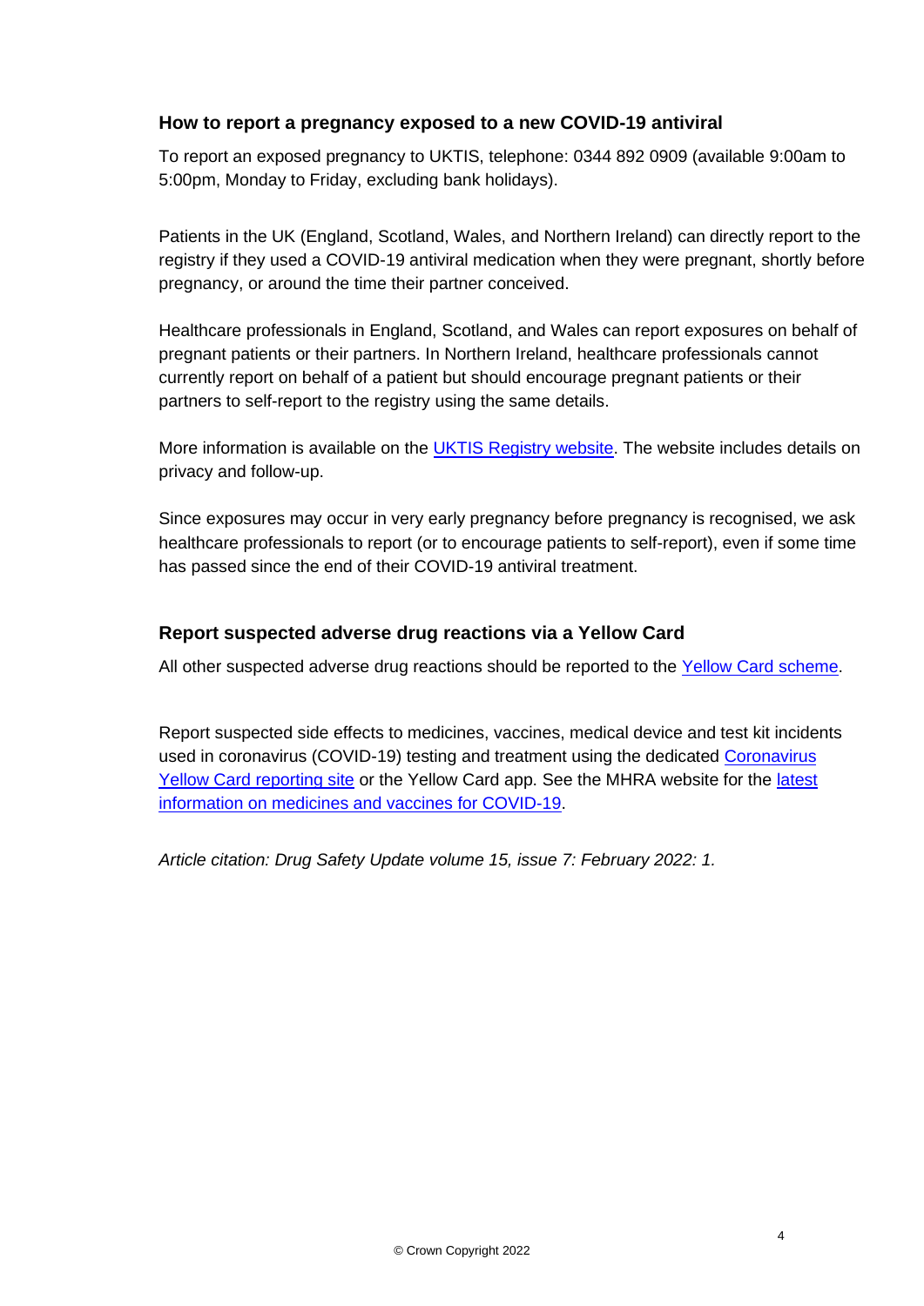### How to report a pregnancy exposed to a new COVID-19 antiviral

To report an exposed pregnancy to UKTIS, telephone: 0344 892 0909 (available 9:00am to 5:00pm, Monday to Friday, excluding bank holidays).

Patients in the UK (England, Scotland, Wales, and Northern Ireland) can directly report to the registry if they used a COVID-19 antiviral medication when they were pregnant, shortly before pregnancy, or around the time their partner conceived.

Healthcare professionals in England, Scotland, and Wales can report exposures on behalf of pregnant patients or their partners. In Northern Ireland, healthcare professionals cannot currently report on behalf of a patient but should encourage pregnant patients or their partners to self-report to the registry using the same details.

More information is available on the UKTIS Registry website. The website includes details on privacy and follow-up.

Since exposures may occur in very early pregnancy before pregnancy is recognised, we ask healthcare professionals to report (or to encourage patients to self-report), even if some time has passed since the end of their COVID-19 antiviral treatment.

### Report suspected adverse drug reactions via a Yellow Card

All other suspected adverse drug reactions should be reported to the Yellow Card scheme.

Report suspected side effects to medicines, vaccines, medical device and test kit incidents used in coronavirus (COVID-19) testing and treatment using the dedicated Coronavirus Yellow Card reporting site or the Yellow Card app. See the MHRA website for the latest information on medicines and vaccines for COVID-19.

*Article citation: Drug Safety Update volume 15, issue 7: February 2022: 1.*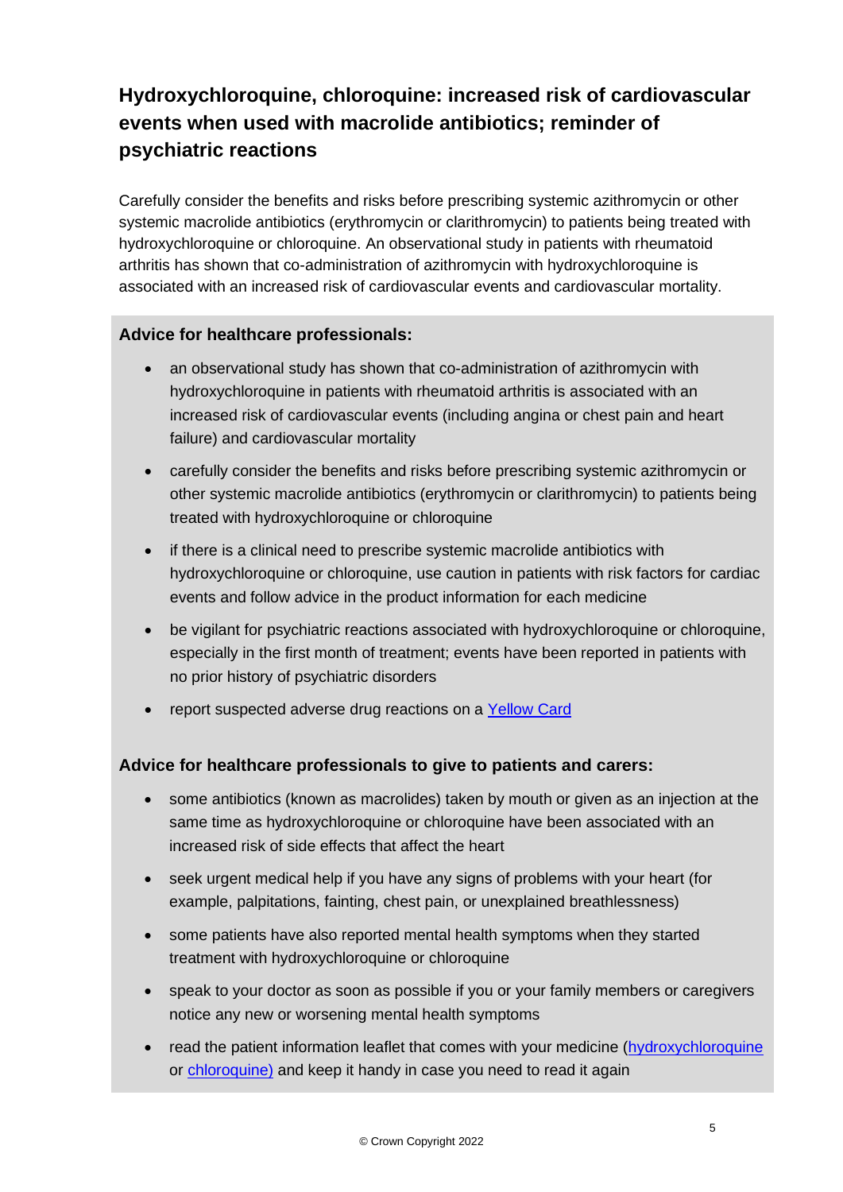## Hydroxychloroquine, chloroquine: increased risk of cardiovascular events when used with macrolide antibiotics; reminder of psychiatric reactions

Carefully consider the benefits and risks before prescribing systemic azithromycin or other systemic macrolide antibiotics (erythromycin or clarithromycin) to patients being treated with hydroxychloroquine or chloroquine. An observational study in patients with rheumatoid arthritis has shown that co-administration of azithromycin with hydroxychloroquine is associated with an increased risk of cardiovascular events and cardiovascular mortality.

**Advice for healthcare professionals:**

- an observational study has shown that co-administration of azithromycin with hydroxychloroquine in patients with rheumatoid arthritis is associated with an increased risk of cardiovascular events (including angina or chest pain and heart failure) and cardiovascular mortality
- carefully consider the benefits and risks before prescribing systemic azithromycin or other systemic macrolide antibiotics (erythromycin or clarithromycin) to patients being treated with hydroxychloroquine or chloroquine
- if there is a clinical need to prescribe systemic macrolide antibiotics with hydroxychloroquine or chloroquine, use caution in patients with risk factors for cardiac events and follow advice in the product information for each medicine
- be vigilant for psychiatric reactions associated with hydroxychloroquine or chloroquine, especially in the first month of treatment; events have been reported in patients with no prior history of psychiatric disorders
- report suspected adverse drug reactions on a Yellow Card

**Advice for healthcare professionals to give to patients and carers:**

- some antibiotics (known as macrolides) taken by mouth or given as an injection at the same time as hydroxychloroquine or chloroquine have been associated with an increased risk of side effects that affect the heart
- seek urgent medical help if you have any signs of problems with your heart (for example, palpitations, fainting, chest pain, or unexplained breathlessness)
- some patients have also reported mental health symptoms when they started treatment with hydroxychloroquine or chloroquine
- speak to your doctor as soon as possible if you or your family members or caregivers notice any new or worsening mental health symptoms
- read the patient information leaflet that comes with your medicine (hydroxychloroquine or chloroquine) and keep it handy in case you need to read it again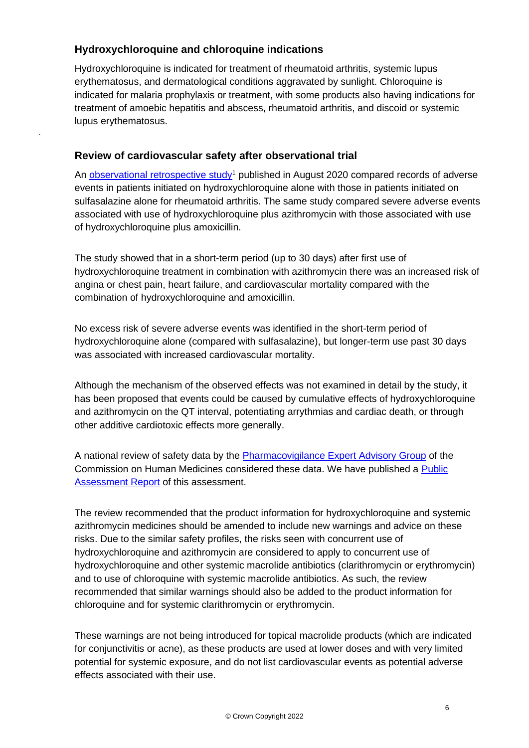### Hydroxychloroquine and chloroquine indications

Hydroxychloroquine is indicated for treatment of rheumatoid arthritis, systemic lupus erythematosus, and dermatological conditions aggravated by sunlight. Chloroquine is indicated for malaria prophylaxis or treatment, with some products also having indications for treatment of amoebic hepatitis and abscess, rheumatoid arthritis, and discoid or systemic lupus erythematosus.

### Review of cardiovascular safety after observational trial

An observational retrospective study[1] published in August 2020 compared records of adverse events in patients initiated on hydroxychloroquine alone with those in patients initiated on sulfasalazine alone for rheumatoid arthritis. The same study compared severe adverse events associated with use of hydroxychloroquine plus azithromycin with those associated with use of hydroxychloroquine plus amoxicillin.

The study showed that in a short-term period (up to 30 days) after first use of hydroxychloroquine treatment in combination with azithromycin there was an increased risk of angina or chest pain, heart failure, and cardiovascular mortality compared with the combination of hydroxychloroquine and amoxicillin.

No excess risk of severe adverse events was identified in the short-term period of hydroxychloroquine alone (compared with sulfasalazine), but longer-term use past 30 days was associated with increased cardiovascular mortality.

Although the mechanism of the observed effects was not examined in detail by the study, it has been proposed that events could be caused by cumulative effects of hydroxychloroquine and azithromycin on the QT interval, potentiating arrythmias and cardiac death, or through other additive cardiotoxic effects more generally.

A national review of safety data by the Pharmacovigilance Expert Advisory Group of the Commission on Human Medicines considered these data. We have published a Public Assessment Report of this assessment.

The review recommended that the product information for hydroxychloroquine and systemic azithromycin medicines should be amended to include new warnings and advice on these risks. Due to the similar safety profiles, the risks seen with concurrent use of hydroxychloroquine and azithromycin are considered to apply to concurrent use of hydroxychloroquine and other systemic macrolide antibiotics (clarithromycin or erythromycin) and to use of chloroquine with systemic macrolide antibiotics. As such, the review recommended that similar warnings should also be added to the product information for chloroquine and for systemic clarithromycin or erythromycin.

These warnings are not being introduced for topical macrolide products (which are indicated for conjunctivitis or acne), as these products are used at lower doses and with very limited potential for systemic exposure, and do not list cardiovascular events as potential adverse effects associated with their use.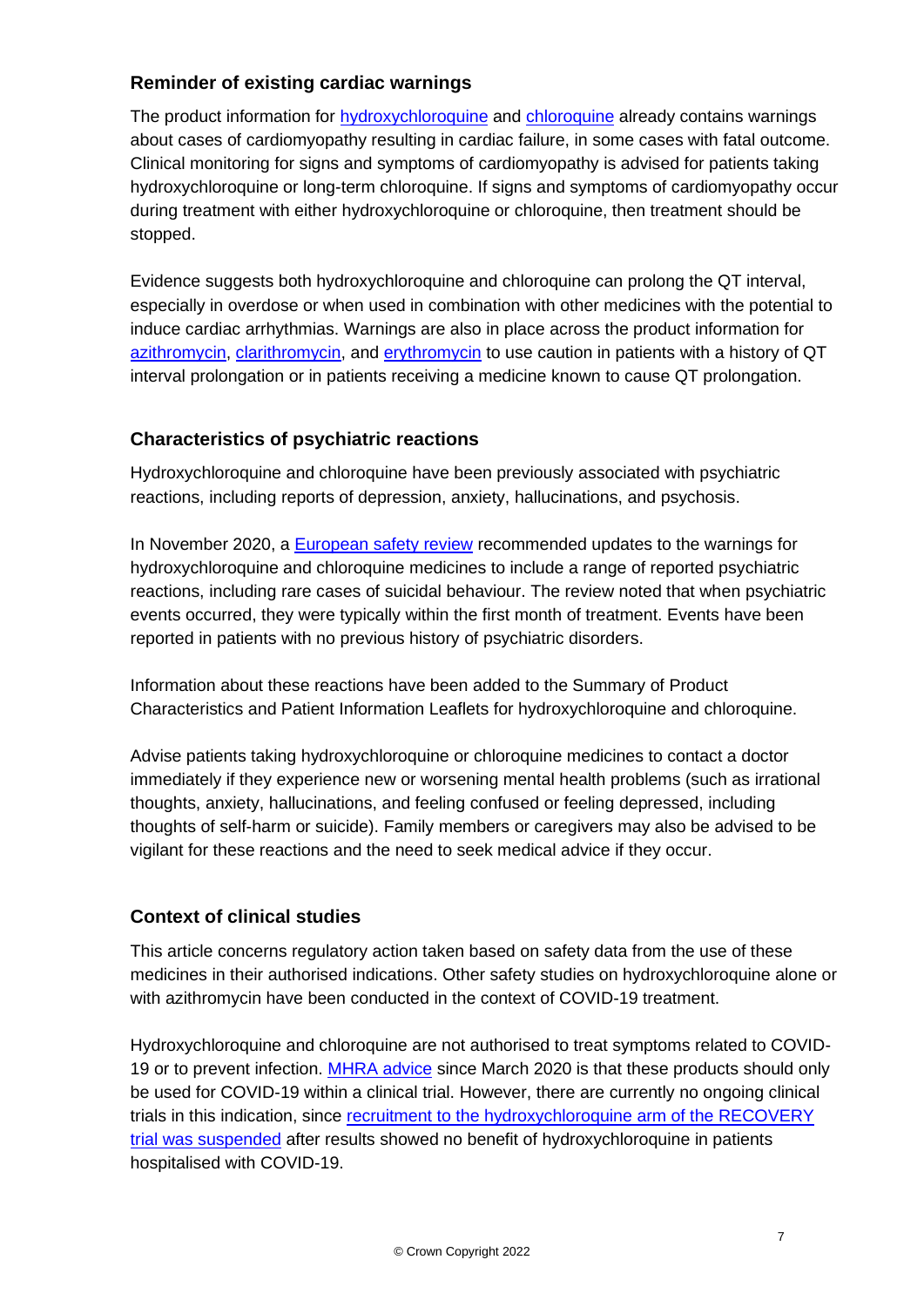## Reminder of existing cardiac warnings

The product information for hydroxychloroquine and chloroquine already contains warnings about cases of cardiomyopathy resulting in cardiac failure, in some cases with fatal outcome. Clinical monitoring for signs and symptoms of cardiomyopathy is advised for patients taking hydroxychloroquine or long-term chloroquine. If signs and symptoms of cardiomyopathy occur during treatment with either hydroxychloroquine or chloroquine, then treatment should be stopped.

Evidence suggests both hydroxychloroquine and chloroquine can prolong the QT interval, especially in overdose or when used in combination with other medicines with the potential to induce cardiac arrhythmias. Warnings are also in place across the product information for azithromycin, clarithromycin, and erythromycin to use caution in patients with a history of QT interval prolongation or in patients receiving a medicine known to cause QT prolongation.

## Characteristics of psychiatric reactions

Hydroxychloroquine and chloroquine have been previously associated with psychiatric reactions, including reports of depression, anxiety, hallucinations, and psychosis.

In November 2020, a European safety review recommended updates to the warnings for hydroxychloroquine and chloroquine medicines to include a range of reported psychiatric reactions, including rare cases of suicidal behaviour. The review noted that when psychiatric events occurred, they were typically within the first month of treatment. Events have been reported in patients with no previous history of psychiatric disorders.

Information about these reactions have been added to the Summary of Product Characteristics and Patient Information Leaflets for hydroxychloroquine and chloroquine.

Advise patients taking hydroxychloroquine or chloroquine medicines to contact a doctor immediately if they experience new or worsening mental health problems (such as irrational thoughts, anxiety, hallucinations, and feeling confused or feeling depressed, including thoughts of self-harm or suicide). Family members or caregivers may also be advised to be vigilant for these reactions and the need to seek medical advice if they occur.

## Context of clinical studies

This article concerns regulatory action taken based on safety data from the use of these medicines in their authorised indications. Other safety studies on hydroxychloroquine alone or with azithromycin have been conducted in the context of COVID-19 treatment.

Hydroxychloroquine and chloroquine are not authorised to treat symptoms related to COVID-19 or to prevent infection. MHRA advice since March 2020 is that these products should only be used for COVID-19 within a clinical trial. However, there are currently no ongoing clinical trials in this indication, since recruitment to the hydroxychloroquine arm of the RECOVERY trial was suspended after results showed no benefit of hydroxychloroquine in patients hospitalised with COVID-19.

© Crown Copyright 2022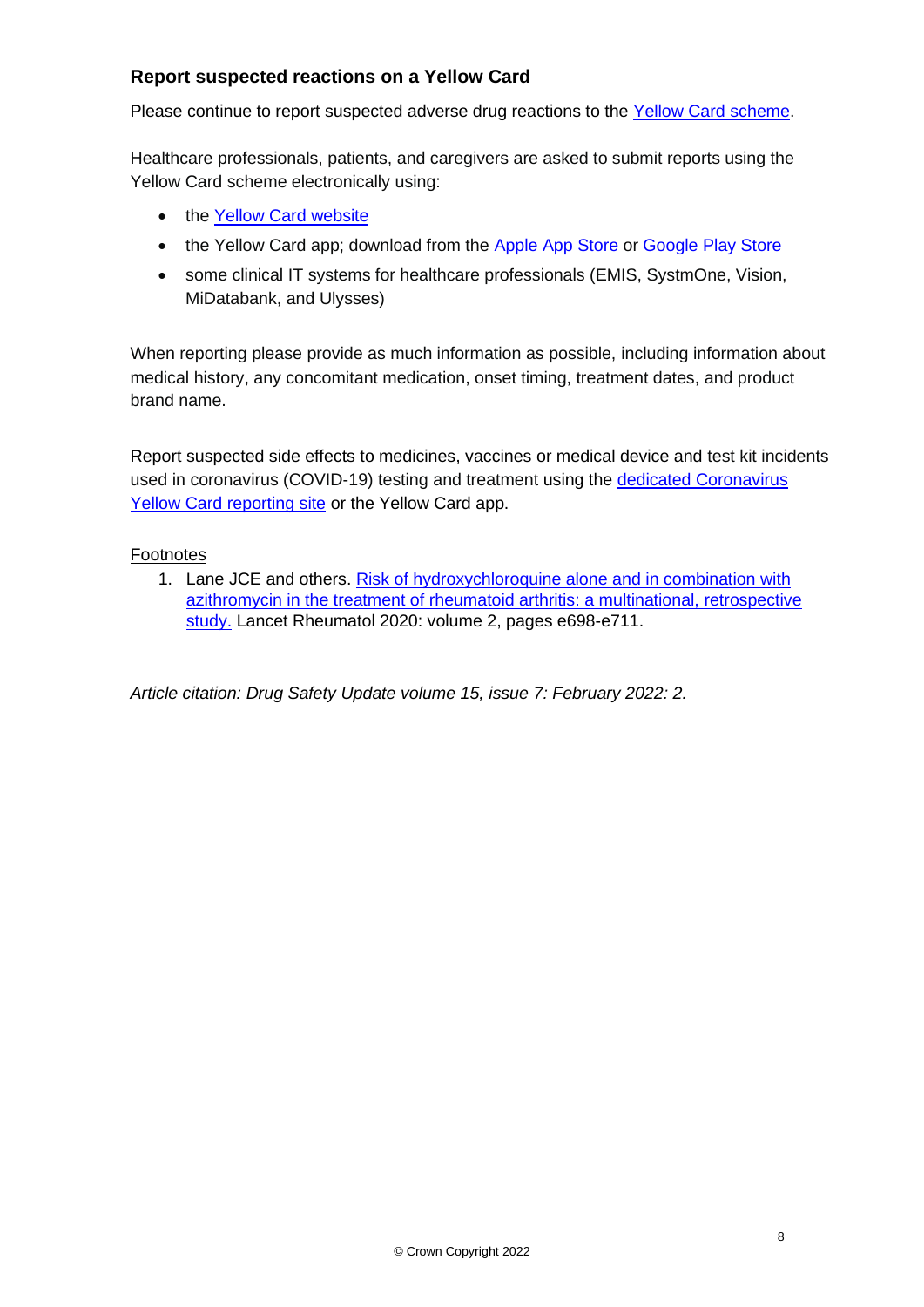### Report suspected reactions on a Yellow Card

Please continue to report suspected adverse drug reactions to the Yellow Card scheme.

Healthcare professionals, patients, and caregivers are asked to submit reports using the Yellow Card scheme electronically using:

- the Yellow Card website
- the Yellow Card app; download from the Apple App Store or Google Play Store
- some clinical IT systems for healthcare professionals (EMIS, SystmOne, Vision, MiDatabank, and Ulysses)

When reporting please provide as much information as possible, including information about medical history, any concomitant medication, onset timing, treatment dates, and product brand name.

Report suspected side effects to medicines, vaccines or medical device and test kit incidents used in coronavirus (COVID-19) testing and treatment using the dedicated Coronavirus Yellow Card reporting site or the Yellow Card app.

Footnotes

1. Lane JCE and others. Risk of hydroxychloroquine alone and in combination with azithromycin in the treatment of rheumatoid arthritis: a multinational, retrospective study. Lancet Rheumatol 2020: volume 2, pages e698-e711.

*Article citation: Drug Safety Update volume 15, issue 7: February 2022: 2.*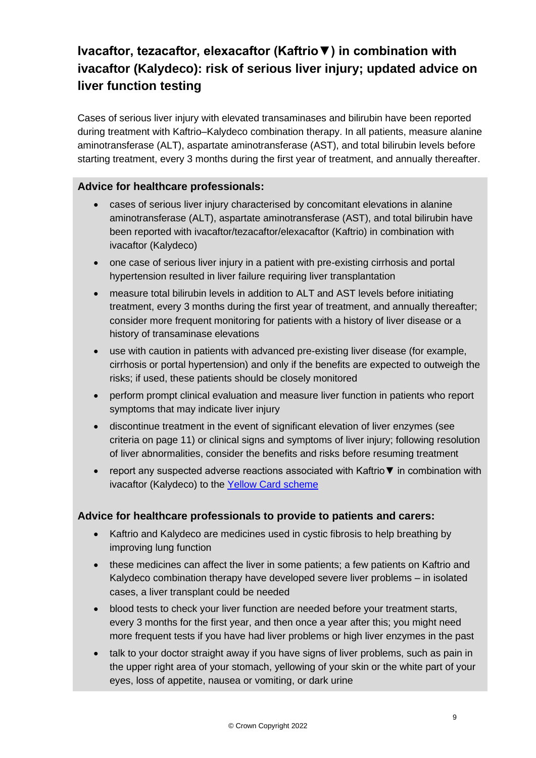## Ivacaftor, tezacaftor, elexacaftor (Kaftrio▼) in combination with ivacaftor (Kalydeco): risk of serious liver injury; updated advice on liver function testing

Cases of serious liver injury with elevated transaminases and bilirubin have been reported during treatment with Kaftrio–Kalydeco combination therapy. In all patients, measure alanine aminotransferase (ALT), aspartate aminotransferase (AST), and total bilirubin levels before starting treatment, every 3 months during the first year of treatment, and annually thereafter.

**Advice for healthcare professionals:**

- cases of serious liver injury characterised by concomitant elevations in alanine aminotransferase (ALT), aspartate aminotransferase (AST), and total bilirubin have been reported with ivacaftor/tezacaftor/elexacaftor (Kaftrio) in combination with ivacaftor (Kalydeco)
- one case of serious liver injury in a patient with pre-existing cirrhosis and portal hypertension resulted in liver failure requiring liver transplantation
- measure total bilirubin levels in addition to ALT and AST levels before initiating treatment, every 3 months during the first year of treatment, and annually thereafter; consider more frequent monitoring for patients with a history of liver disease or a history of transaminase elevations
- use with caution in patients with advanced pre-existing liver disease (for example, cirrhosis or portal hypertension) and only if the benefits are expected to outweigh the risks; if used, these patients should be closely monitored
- perform prompt clinical evaluation and measure liver function in patients who report symptoms that may indicate liver injury
- discontinue treatment in the event of significant elevation of liver enzymes (see criteria on page 11) or clinical signs and symptoms of liver injury; following resolution of liver abnormalities, consider the benefits and risks before resuming treatment
- report any suspected adverse reactions associated with Kaftrio▼ in combination with ivacaftor (Kalydeco) to the Yellow Card scheme

**Advice for healthcare professionals to provide to patients and carers:**

- Kaftrio and Kalydeco are medicines used in cystic fibrosis to help breathing by improving lung function
- these medicines can affect the liver in some patients; a few patients on Kaftrio and Kalydeco combination therapy have developed severe liver problems – in isolated cases, a liver transplant could be needed
- blood tests to check your liver function are needed before your treatment starts, every 3 months for the first year, and then once a year after this; you might need more frequent tests if you have had liver problems or high liver enzymes in the past
- talk to your doctor straight away if you have signs of liver problems, such as pain in the upper right area of your stomach, yellowing of your skin or the white part of your eyes, loss of appetite, nausea or vomiting, or dark urine

© Crown Copyright 2022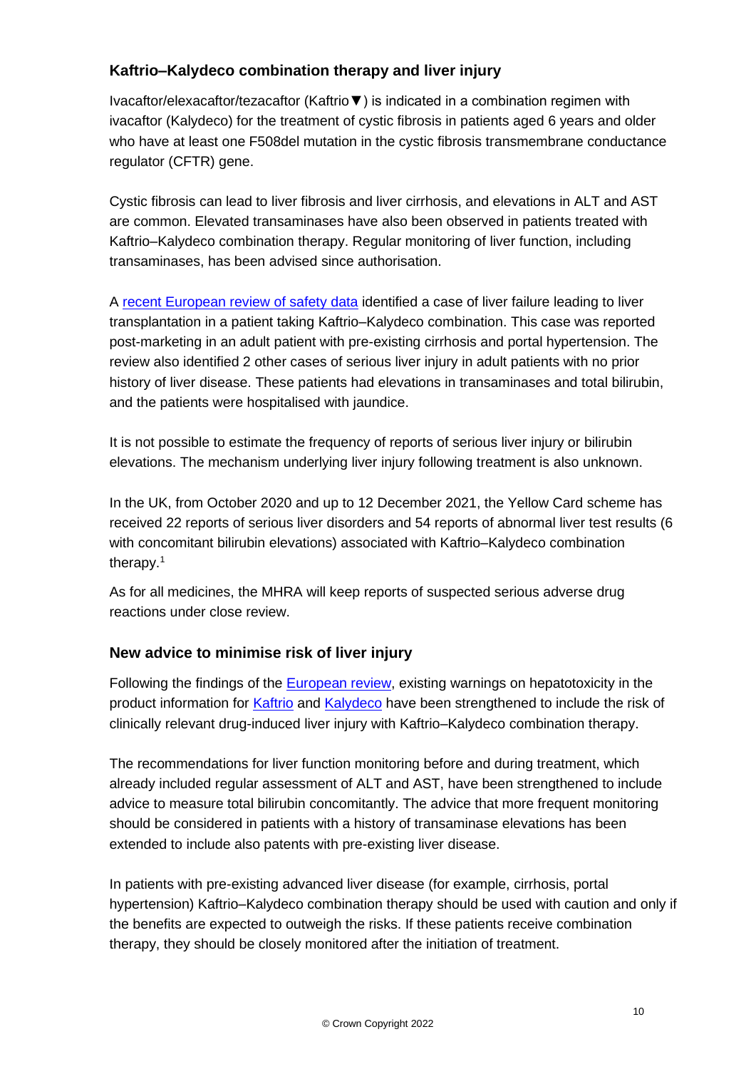### Kaftrio–Kalydeco combination therapy and liver injury

Ivacaftor/elexacaftor/tezacaftor (Kaftrio▼) is indicated in a combination regimen with ivacaftor (Kalydeco) for the treatment of cystic fibrosis in patients aged 6 years and older who have at least one F508del mutation in the cystic fibrosis transmembrane conductance regulator (CFTR) gene.

Cystic fibrosis can lead to liver fibrosis and liver cirrhosis, and elevations in ALT and AST are common. Elevated transaminases have also been observed in patients treated with Kaftrio–Kalydeco combination therapy. Regular monitoring of liver function, including transaminases, has been advised since authorisation.

A recent European review of safety data identified a case of liver failure leading to liver transplantation in a patient taking Kaftrio–Kalydeco combination. This case was reported post-marketing in an adult patient with pre-existing cirrhosis and portal hypertension. The review also identified 2 other cases of serious liver injury in adult patients with no prior history of liver disease. These patients had elevations in transaminases and total bilirubin, and the patients were hospitalised with jaundice.

It is not possible to estimate the frequency of reports of serious liver injury or bilirubin elevations. The mechanism underlying liver injury following treatment is also unknown.

In the UK, from October 2020 and up to 12 December 2021, the Yellow Card scheme has received 22 reports of serious liver disorders and 54 reports of abnormal liver test results (6 with concomitant bilirubin elevations) associated with Kaftrio–Kalydeco combination therapy.[1]

As for all medicines, the MHRA will keep reports of suspected serious adverse drug reactions under close review.

### New advice to minimise risk of liver injury

Following the findings of the European review, existing warnings on hepatotoxicity in the product information for Kaftrio and Kalydeco have been strengthened to include the risk of clinically relevant drug-induced liver injury with Kaftrio–Kalydeco combination therapy.

The recommendations for liver function monitoring before and during treatment, which already included regular assessment of ALT and AST, have been strengthened to include advice to measure total bilirubin concomitantly. The advice that more frequent monitoring should be considered in patients with a history of transaminase elevations has been extended to include also patents with pre-existing liver disease.

In patients with pre-existing advanced liver disease (for example, cirrhosis, portal hypertension) Kaftrio–Kalydeco combination therapy should be used with caution and only if the benefits are expected to outweigh the risks. If these patients receive combination therapy, they should be closely monitored after the initiation of treatment.

© Crown Copyright 2022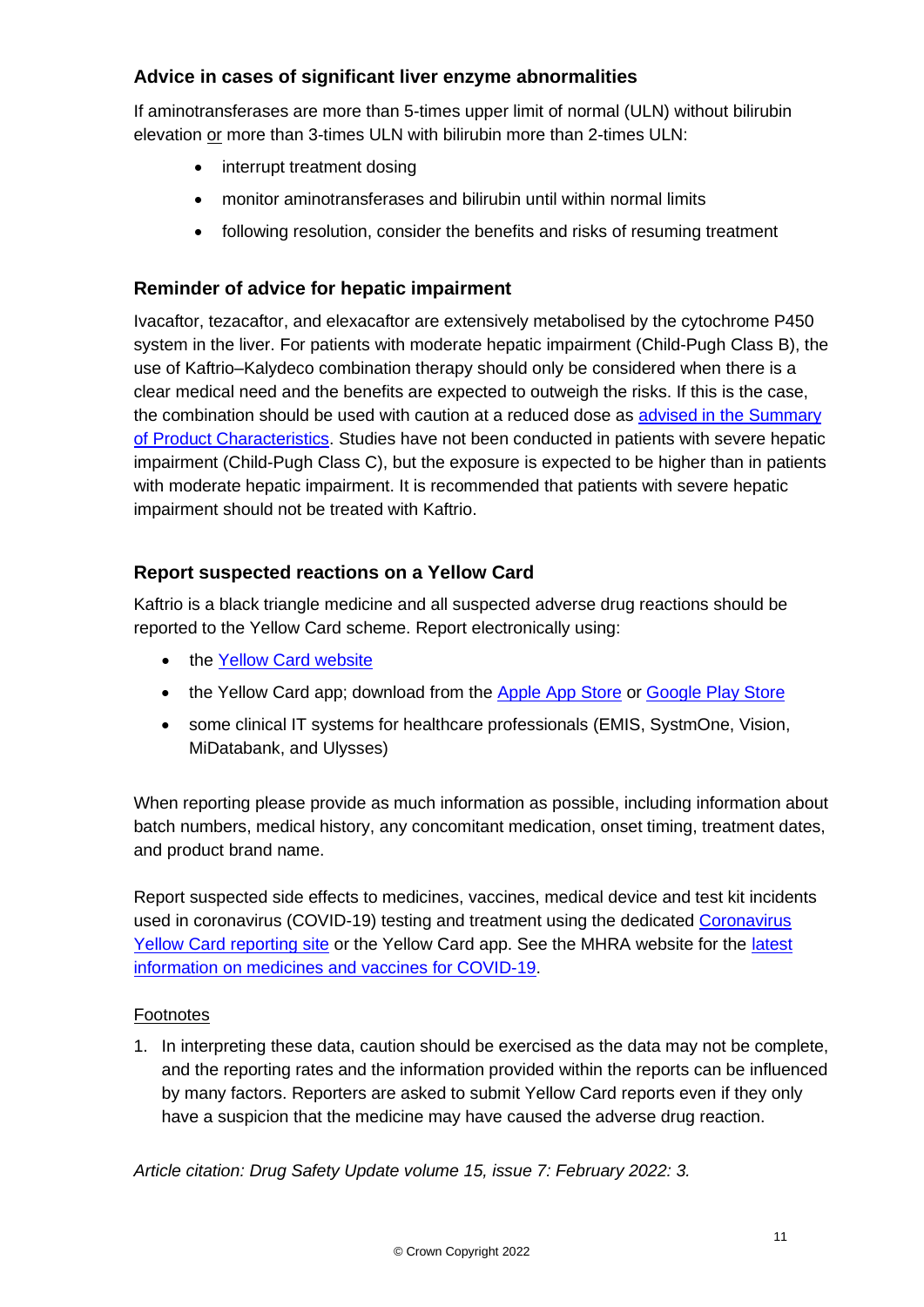### Advice in cases of significant liver enzyme abnormalities

If aminotransferases are more than 5-times upper limit of normal (ULN) without bilirubin elevation or more than 3-times ULN with bilirubin more than 2-times ULN:

- interrupt treatment dosing
- monitor aminotransferases and bilirubin until within normal limits
- following resolution, consider the benefits and risks of resuming treatment

### Reminder of advice for hepatic impairment

Ivacaftor, tezacaftor, and elexacaftor are extensively metabolised by the cytochrome P450 system in the liver. For patients with moderate hepatic impairment (Child-Pugh Class B), the use of Kaftrio–Kalydeco combination therapy should only be considered when there is a clear medical need and the benefits are expected to outweigh the risks. If this is the case, the combination should be used with caution at a reduced dose as advised in the Summary of Product Characteristics. Studies have not been conducted in patients with severe hepatic impairment (Child-Pugh Class C), but the exposure is expected to be higher than in patients with moderate hepatic impairment. It is recommended that patients with severe hepatic impairment should not be treated with Kaftrio.

### Report suspected reactions on a Yellow Card

Kaftrio is a black triangle medicine and all suspected adverse drug reactions should be reported to the Yellow Card scheme. Report electronically using:

- the Yellow Card website
- the Yellow Card app; download from the Apple App Store or Google Play Store
- some clinical IT systems for healthcare professionals (EMIS, SystmOne, Vision, MiDatabank, and Ulysses)

When reporting please provide as much information as possible, including information about batch numbers, medical history, any concomitant medication, onset timing, treatment dates, and product brand name.

Report suspected side effects to medicines, vaccines, medical device and test kit incidents used in coronavirus (COVID-19) testing and treatment using the dedicated Coronavirus Yellow Card reporting site or the Yellow Card app. See the MHRA website for the latest information on medicines and vaccines for COVID-19.

Footnotes

1. In interpreting these data, caution should be exercised as the data may not be complete, and the reporting rates and the information provided within the reports can be influenced by many factors. Reporters are asked to submit Yellow Card reports even if they only have a suspicion that the medicine may have caused the adverse drug reaction.

*Article citation: Drug Safety Update volume 15, issue 7: February 2022: 3.*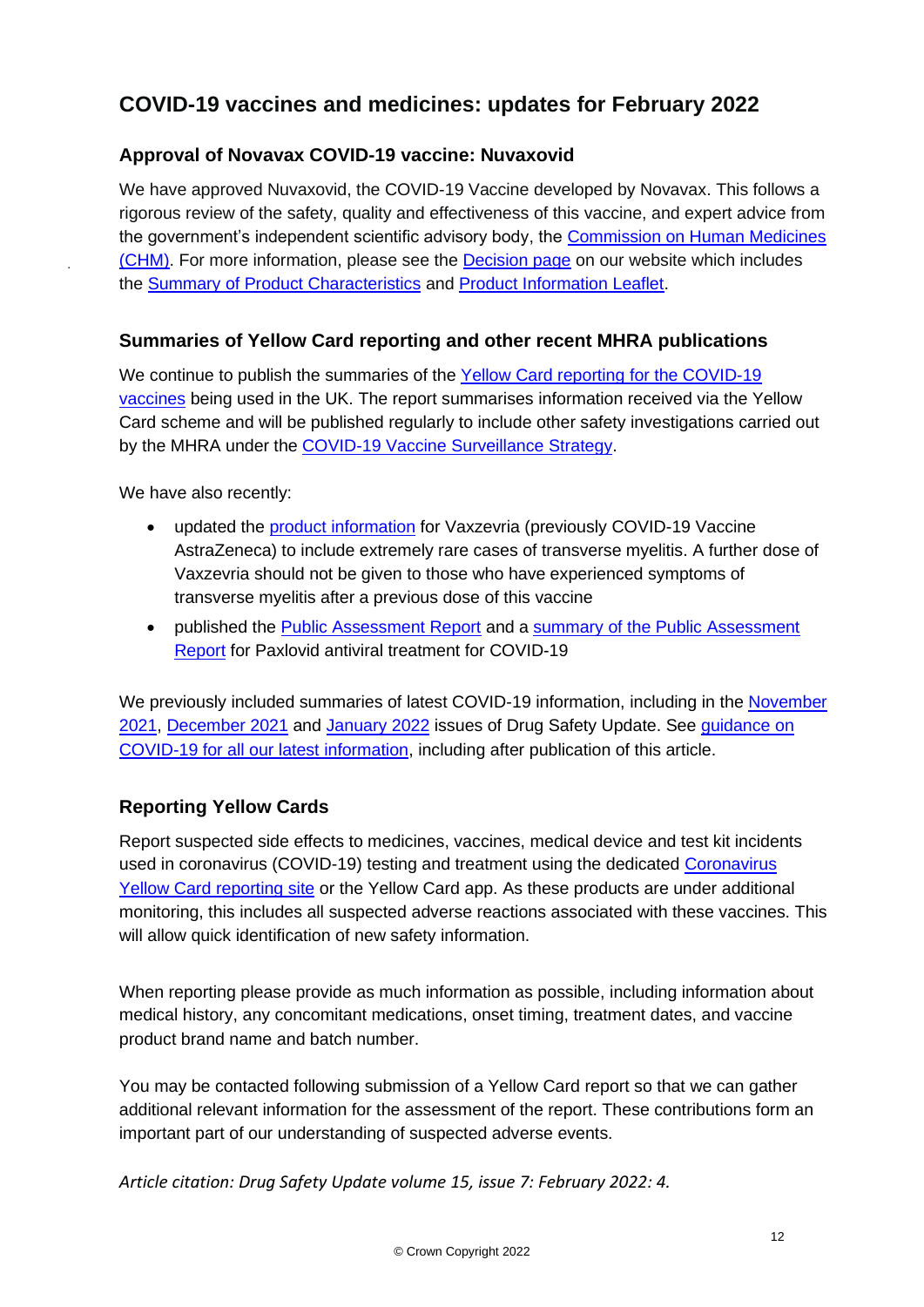## COVID-19 vaccines and medicines: updates for February 2022

### Approval of Novavax COVID-19 vaccine: Nuvaxovid

We have approved Nuvaxovid, the COVID-19 Vaccine developed by Novavax. This follows a rigorous review of the safety, quality and effectiveness of this vaccine, and expert advice from the government's independent scientific advisory body, the Commission on Human Medicines (CHM). For more information, please see the Decision page on our website which includes the Summary of Product Characteristics and Product Information Leaflet.

### Summaries of Yellow Card reporting and other recent MHRA publications

We continue to publish the summaries of the Yellow Card reporting for the COVID-19 vaccines being used in the UK. The report summarises information received via the Yellow Card scheme and will be published regularly to include other safety investigations carried out by the MHRA under the COVID-19 Vaccine Surveillance Strategy.

We have also recently:

- updated the product information for Vaxzevria (previously COVID-19 Vaccine AstraZeneca) to include extremely rare cases of transverse myelitis. A further dose of Vaxzevria should not be given to those who have experienced symptoms of transverse myelitis after a previous dose of this vaccine
- published the Public Assessment Report and a summary of the Public Assessment Report for Paxlovid antiviral treatment for COVID-19

We previously included summaries of latest COVID-19 information, including in the November 2021, December 2021 and January 2022 issues of Drug Safety Update. See guidance on COVID-19 for all our latest information, including after publication of this article.

### Reporting Yellow Cards

Report suspected side effects to medicines, vaccines, medical device and test kit incidents used in coronavirus (COVID-19) testing and treatment using the dedicated Coronavirus Yellow Card reporting site or the Yellow Card app. As these products are under additional monitoring, this includes all suspected adverse reactions associated with these vaccines. This will allow quick identification of new safety information.

When reporting please provide as much information as possible, including information about medical history, any concomitant medications, onset timing, treatment dates, and vaccine product brand name and batch number.

You may be contacted following submission of a Yellow Card report so that we can gather additional relevant information for the assessment of the report. These contributions form an important part of our understanding of suspected adverse events.

*Article citation: Drug Safety Update volume 15, issue 7: February 2022: 4.*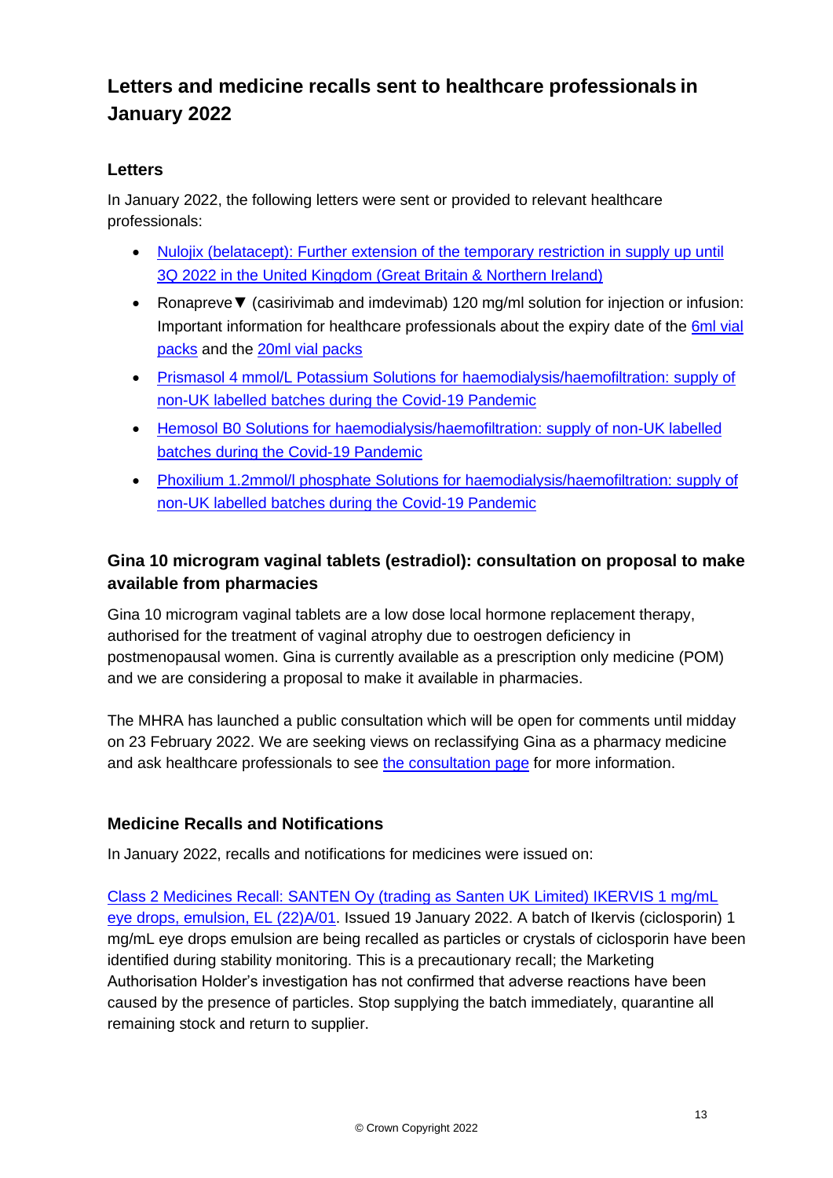## Letters and medicine recalls sent to healthcare professionals in January 2022

### Letters

In January 2022, the following letters were sent or provided to relevant healthcare professionals:

- Nulojix (belatacept): Further extension of the temporary restriction in supply up until 3Q 2022 in the United Kingdom (Great Britain & Northern Ireland)
- Ronapreve▼ (casirivimab and imdevimab) 120 mg/ml solution for injection or infusion: Important information for healthcare professionals about the expiry date of the 6ml vial packs and the 20ml vial packs
- Prismasol 4 mmol/L Potassium Solutions for haemodialysis/haemofiltration: supply of non-UK labelled batches during the Covid-19 Pandemic
- Hemosol B0 Solutions for haemodialysis/haemofiltration: supply of non-UK labelled batches during the Covid-19 Pandemic
- Phoxilium 1.2mmol/l phosphate Solutions for haemodialysis/haemofiltration: supply of non-UK labelled batches during the Covid-19 Pandemic

### Gina 10 microgram vaginal tablets (estradiol): consultation on proposal to make available from pharmacies

Gina 10 microgram vaginal tablets are a low dose local hormone replacement therapy, authorised for the treatment of vaginal atrophy due to oestrogen deficiency in postmenopausal women. Gina is currently available as a prescription only medicine (POM) and we are considering a proposal to make it available in pharmacies.

The MHRA has launched a public consultation which will be open for comments until midday on 23 February 2022. We are seeking views on reclassifying Gina as a pharmacy medicine and ask healthcare professionals to see the consultation page for more information.

### Medicine Recalls and Notifications

In January 2022, recalls and notifications for medicines were issued on:

Class 2 Medicines Recall: SANTEN Oy (trading as Santen UK Limited) IKERVIS 1 mg/mL eye drops, emulsion, EL (22)A/01. Issued 19 January 2022. A batch of Ikervis (ciclosporin) 1 mg/mL eye drops emulsion are being recalled as particles or crystals of ciclosporin have been identified during stability monitoring. This is a precautionary recall; the Marketing Authorisation Holder's investigation has not confirmed that adverse reactions have been caused by the presence of particles. Stop supplying the batch immediately, quarantine all remaining stock and return to supplier.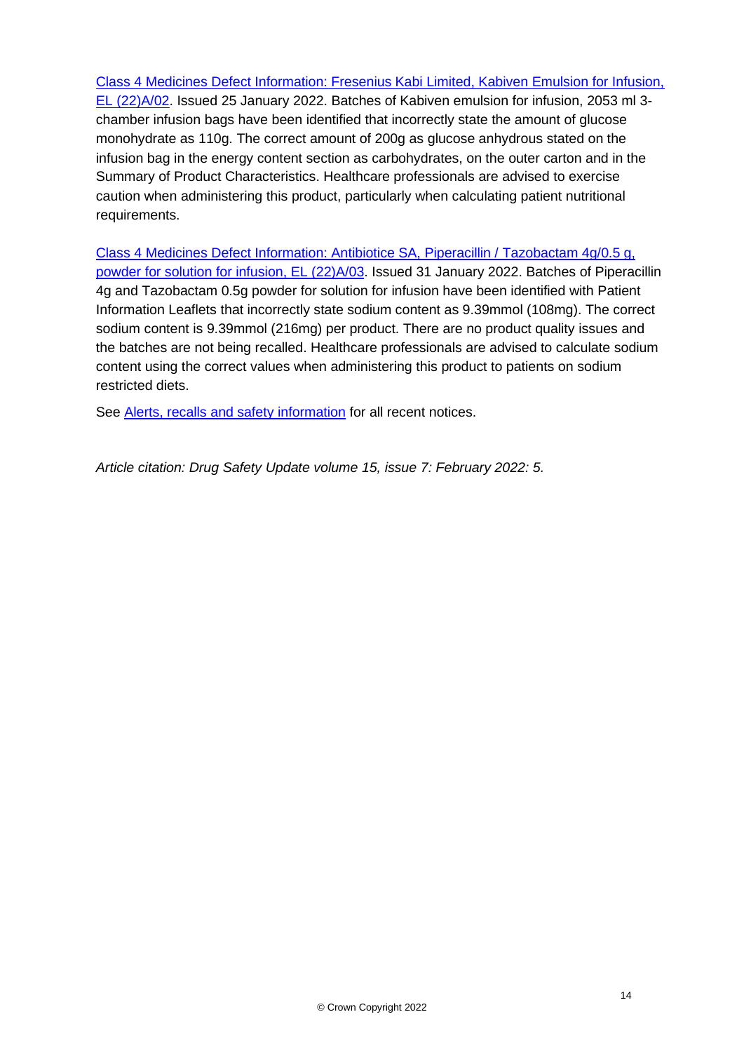[Class 4 Medicines Defect Information: Fresenius Kabi Limited, Kabiven Emulsion for Infusion, EL (22)A/02]. Issued 25 January 2022. Batches of Kabiven emulsion for infusion, 2053 ml 3-chamber infusion bags have been identified that incorrectly state the amount of glucose monohydrate as 110g. The correct amount of 200g as glucose anhydrous stated on the infusion bag in the energy content section as carbohydrates, on the outer carton and in the Summary of Product Characteristics. Healthcare professionals are advised to exercise caution when administering this product, particularly when calculating patient nutritional requirements.

[Class 4 Medicines Defect Information: Antibiotice SA, Piperacillin / Tazobactam 4g/0.5 g, powder for solution for infusion, EL (22)A/03]. Issued 31 January 2022. Batches of Piperacillin 4g and Tazobactam 0.5g powder for solution for infusion have been identified with Patient Information Leaflets that incorrectly state sodium content as 9.39mmol (108mg). The correct sodium content is 9.39mmol (216mg) per product. There are no product quality issues and the batches are not being recalled. Healthcare professionals are advised to calculate sodium content using the correct values when administering this product to patients on sodium restricted diets.

See [Alerts, recalls and safety information] for all recent notices.

*Article citation: Drug Safety Update volume 15, issue 7: February 2022: 5.*

© Crown Copyright 2022